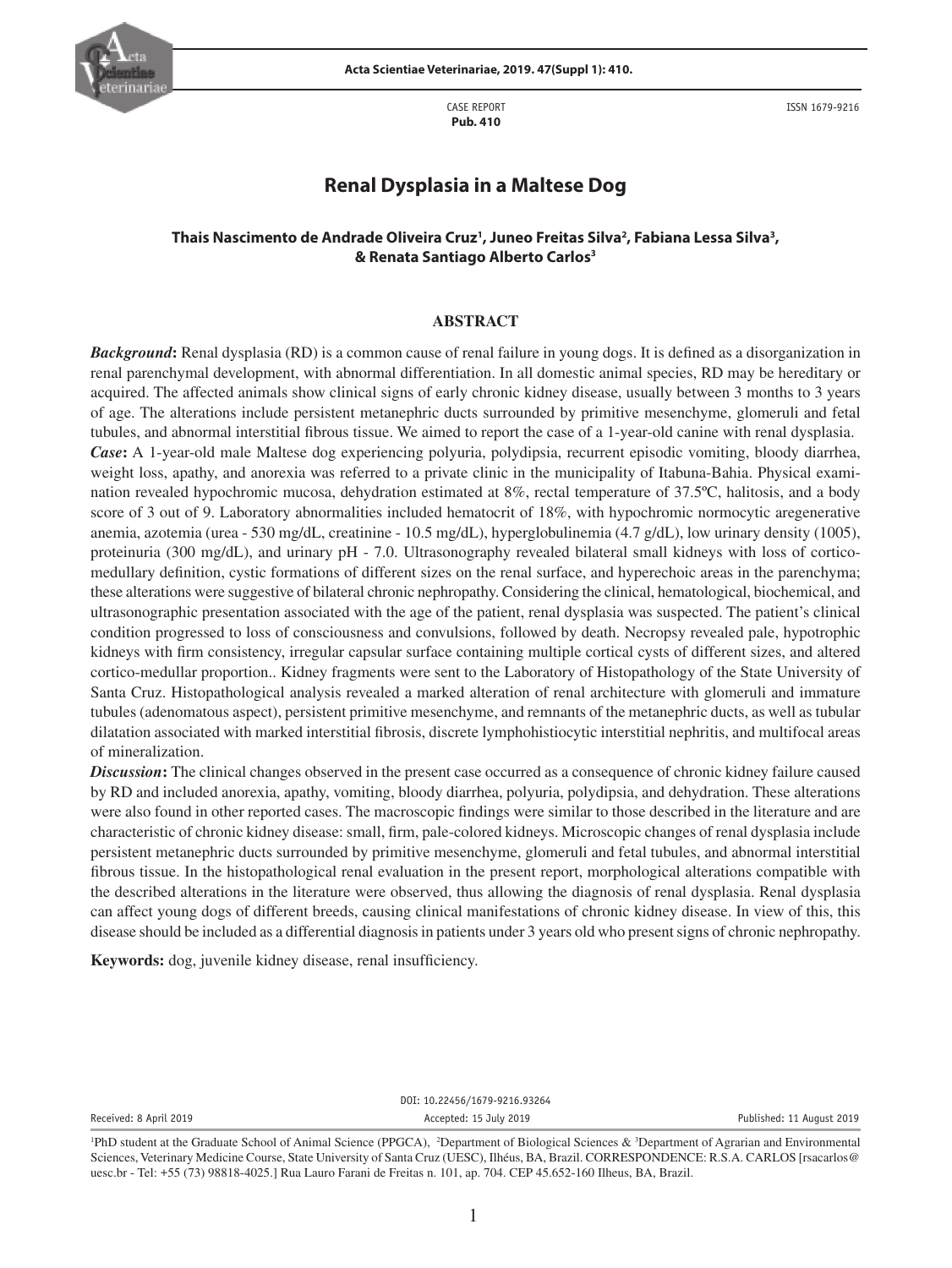CASE REPORT
**Pub. 410**

ISSN 1679-9216

# Renal Dysplasia in a Maltese Dog

**Thais Nascimento de Andrade Oliveira Cruz[1], Juneo Freitas Silva[2], Fabiana Lessa Silva[3], & Renata Santiago Alberto Carlos[3]**

## ABSTRACT

***Background*:** Renal dysplasia (RD) is a common cause of renal failure in young dogs. It is defined as a disorganization in renal parenchymal development, with abnormal differentiation. In all domestic animal species, RD may be hereditary or acquired. The affected animals show clinical signs of early chronic kidney disease, usually between 3 months to 3 years of age. The alterations include persistent metanephric ducts surrounded by primitive mesenchyme, glomeruli and fetal tubules, and abnormal interstitial fibrous tissue. We aimed to report the case of a 1-year-old canine with renal dysplasia.

***Case*:** A 1-year-old male Maltese dog experiencing polyuria, polydipsia, recurrent episodic vomiting, bloody diarrhea, weight loss, apathy, and anorexia was referred to a private clinic in the municipality of Itabuna-Bahia. Physical examination revealed hypochromic mucosa, dehydration estimated at 8%, rectal temperature of 37.5ºC, halitosis, and a body score of 3 out of 9. Laboratory abnormalities included hematocrit of 18%, with hypochromic normocytic aregenerative anemia, azotemia (urea - 530 mg/dL, creatinine - 10.5 mg/dL), hyperglobulinemia (4.7 g/dL), low urinary density (1005), proteinuria (300 mg/dL), and urinary pH - 7.0. Ultrasonography revealed bilateral small kidneys with loss of corticomedullary definition, cystic formations of different sizes on the renal surface, and hyperechoic areas in the parenchyma; these alterations were suggestive of bilateral chronic nephropathy. Considering the clinical, hematological, biochemical, and ultrasonographic presentation associated with the age of the patient, renal dysplasia was suspected. The patient's clinical condition progressed to loss of consciousness and convulsions, followed by death. Necropsy revealed pale, hypotrophic kidneys with firm consistency, irregular capsular surface containing multiple cortical cysts of different sizes, and altered cortico-medullar proportion.. Kidney fragments were sent to the Laboratory of Histopathology of the State University of Santa Cruz. Histopathological analysis revealed a marked alteration of renal architecture with glomeruli and immature tubules (adenomatous aspect), persistent primitive mesenchyme, and remnants of the metanephric ducts, as well as tubular dilatation associated with marked interstitial fibrosis, discrete lymphohistiocytic interstitial nephritis, and multifocal areas of mineralization.

***Discussion*:** The clinical changes observed in the present case occurred as a consequence of chronic kidney failure caused by RD and included anorexia, apathy, vomiting, bloody diarrhea, polyuria, polydipsia, and dehydration. These alterations were also found in other reported cases. The macroscopic findings were similar to those described in the literature and are characteristic of chronic kidney disease: small, firm, pale-colored kidneys. Microscopic changes of renal dysplasia include persistent metanephric ducts surrounded by primitive mesenchyme, glomeruli and fetal tubules, and abnormal interstitial fibrous tissue. In the histopathological renal evaluation in the present report, morphological alterations compatible with the described alterations in the literature were observed, thus allowing the diagnosis of renal dysplasia. Renal dysplasia can affect young dogs of different breeds, causing clinical manifestations of chronic kidney disease. In view of this, this disease should be included as a differential diagnosis in patients under 3 years old who present signs of chronic nephropathy.

**Keywords:** dog, juvenile kidney disease, renal insufficiency.

DOI: 10.22456/1679-9216.93264

Received: 8 April 2019 | Accepted: 15 July 2019 | Published: 11 August 2019

[1]PhD student at the Graduate School of Animal Science (PPGCA), [2]Department of Biological Sciences & [3]Department of Agrarian and Environmental Sciences, Veterinary Medicine Course, State University of Santa Cruz (UESC), Ilhéus, BA, Brazil. CORRESPONDENCE: R.S.A. CARLOS [rsacarlos@uesc.br - Tel: +55 (73) 98818-4025.] Rua Lauro Farani de Freitas n. 101, ap. 704. CEP 45.652-160 Ilheus, BA, Brazil.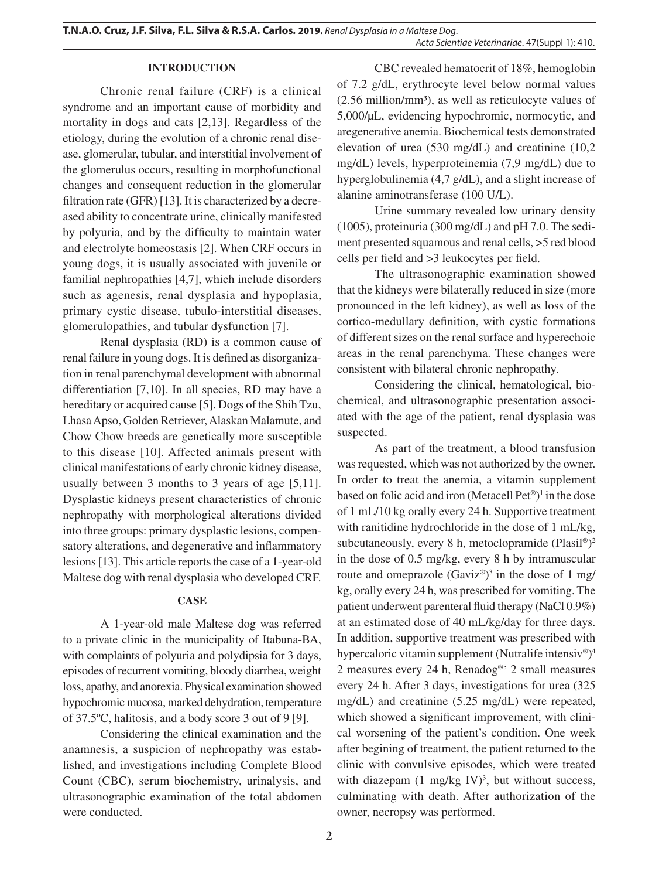## INTRODUCTION

Chronic renal failure (CRF) is a clinical syndrome and an important cause of morbidity and mortality in dogs and cats [2,13]. Regardless of the etiology, during the evolution of a chronic renal disease, glomerular, tubular, and interstitial involvement of the glomerulus occurs, resulting in morphofunctional changes and consequent reduction in the glomerular filtration rate (GFR) [13]. It is characterized by a decreased ability to concentrate urine, clinically manifested by polyuria, and by the difficulty to maintain water and electrolyte homeostasis [2]. When CRF occurs in young dogs, it is usually associated with juvenile or familial nephropathies [4,7], which include disorders such as agenesis, renal dysplasia and hypoplasia, primary cystic disease, tubulo-interstitial diseases, glomerulopathies, and tubular dysfunction [7].

Renal dysplasia (RD) is a common cause of renal failure in young dogs. It is defined as disorganization in renal parenchymal development with abnormal differentiation [7,10]. In all species, RD may have a hereditary or acquired cause [5]. Dogs of the Shih Tzu, Lhasa Apso, Golden Retriever, Alaskan Malamute, and Chow Chow breeds are genetically more susceptible to this disease [10]. Affected animals present with clinical manifestations of early chronic kidney disease, usually between 3 months to 3 years of age [5,11]. Dysplastic kidneys present characteristics of chronic nephropathy with morphological alterations divided into three groups: primary dysplastic lesions, compensatory alterations, and degenerative and inflammatory lesions [13]. This article reports the case of a 1-year-old Maltese dog with renal dysplasia who developed CRF.

## CASE

A 1-year-old male Maltese dog was referred to a private clinic in the municipality of Itabuna-BA, with complaints of polyuria and polydipsia for 3 days, episodes of recurrent vomiting, bloody diarrhea, weight loss, apathy, and anorexia. Physical examination showed hypochromic mucosa, marked dehydration, temperature of 37.5ºC, halitosis, and a body score 3 out of 9 [9].

Considering the clinical examination and the anamnesis, a suspicion of nephropathy was established, and investigations including Complete Blood Count (CBC), serum biochemistry, urinalysis, and ultrasonographic examination of the total abdomen were conducted.

CBC revealed hematocrit of 18%, hemoglobin of 7.2 g/dL, erythrocyte level below normal values (2.56 million/mm³), as well as reticulocyte values of 5,000/μL, evidencing hypochromic, normocytic, and aregenerative anemia. Biochemical tests demonstrated elevation of urea (530 mg/dL) and creatinine (10,2 mg/dL) levels, hyperproteinemia (7,9 mg/dL) due to hyperglobulinemia (4,7 g/dL), and a slight increase of alanine aminotransferase (100 U/L).

Urine summary revealed low urinary density (1005), proteinuria (300 mg/dL) and pH 7.0. The sediment presented squamous and renal cells, >5 red blood cells per field and >3 leukocytes per field.

The ultrasonographic examination showed that the kidneys were bilaterally reduced in size (more pronounced in the left kidney), as well as loss of the cortico-medullary definition, with cystic formations of different sizes on the renal surface and hyperechoic areas in the renal parenchyma. These changes were consistent with bilateral chronic nephropathy.

Considering the clinical, hematological, biochemical, and ultrasonographic presentation associated with the age of the patient, renal dysplasia was suspected.

As part of the treatment, a blood transfusion was requested, which was not authorized by the owner. In order to treat the anemia, a vitamin supplement based on folic acid and iron (Metacell Pet®)[1] in the dose of 1 mL/10 kg orally every 24 h. Supportive treatment with ranitidine hydrochloride in the dose of 1 mL/kg, subcutaneously, every 8 h, metoclopramide (Plasil®)[2] in the dose of 0.5 mg/kg, every 8 h by intramuscular route and omeprazole (Gaviz®)[3] in the dose of 1 mg/kg, orally every 24 h, was prescribed for vomiting. The patient underwent parenteral fluid therapy (NaCl 0.9%) at an estimated dose of 40 mL/kg/day for three days. In addition, supportive treatment was prescribed with hypercaloric vitamin supplement (Nutralife intensiv®)[4] 2 measures every 24 h, Renadog®[5] 2 small measures every 24 h. After 3 days, investigations for urea (325 mg/dL) and creatinine (5.25 mg/dL) were repeated, which showed a significant improvement, with clinical worsening of the patient's condition. One week after begining of treatment, the patient returned to the clinic with convulsive episodes, which were treated with diazepam (1 mg/kg IV)[3], but without success, culminating with death. After authorization of the owner, necropsy was performed.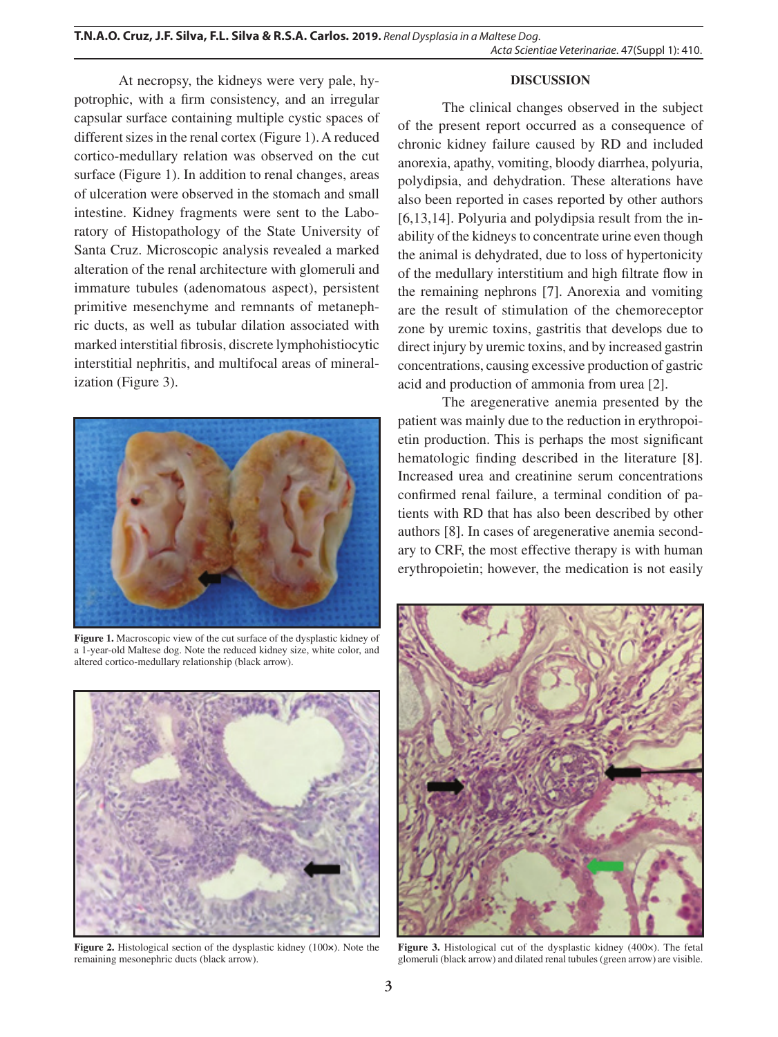At necropsy, the kidneys were very pale, hypotrophic, with a firm consistency, and an irregular capsular surface containing multiple cystic spaces of different sizes in the renal cortex (Figure 1). A reduced cortico-medullary relation was observed on the cut surface (Figure 1). In addition to renal changes, areas of ulceration were observed in the stomach and small intestine. Kidney fragments were sent to the Laboratory of Histopathology of the State University of Santa Cruz. Microscopic analysis revealed a marked alteration of the renal architecture with glomeruli and immature tubules (adenomatous aspect), persistent primitive mesenchyme and remnants of metanephric ducts, as well as tubular dilation associated with marked interstitial fibrosis, discrete lymphohistiocytic interstitial nephritis, and multifocal areas of mineralization (Figure 3).

**Figure 1.** Macroscopic view of the cut surface of the dysplastic kidney of a 1-year-old Maltese dog. Note the reduced kidney size, white color, and altered cortico-medullary relationship (black arrow).

**Figure 2.** Histological section of the dysplastic kidney (100×). Note the remaining mesonephric ducts (black arrow).

## DISCUSSION

The clinical changes observed in the subject of the present report occurred as a consequence of chronic kidney failure caused by RD and included anorexia, apathy, vomiting, bloody diarrhea, polyuria, polydipsia, and dehydration. These alterations have also been reported in cases reported by other authors [6,13,14]. Polyuria and polydipsia result from the inability of the kidneys to concentrate urine even though the animal is dehydrated, due to loss of hypertonicity of the medullary interstitium and high filtrate flow in the remaining nephrons [7]. Anorexia and vomiting are the result of stimulation of the chemoreceptor zone by uremic toxins, gastritis that develops due to direct injury by uremic toxins, and by increased gastrin concentrations, causing excessive production of gastric acid and production of ammonia from urea [2].

The aregenerative anemia presented by the patient was mainly due to the reduction in erythropoietin production. This is perhaps the most significant hematologic finding described in the literature [8]. Increased urea and creatinine serum concentrations confirmed renal failure, a terminal condition of patients with RD that has also been described by other authors [8]. In cases of aregenerative anemia secondary to CRF, the most effective therapy is with human erythropoietin; however, the medication is not easily

**Figure 3.** Histological cut of the dysplastic kidney (400×). The fetal glomeruli (black arrow) and dilated renal tubules (green arrow) are visible.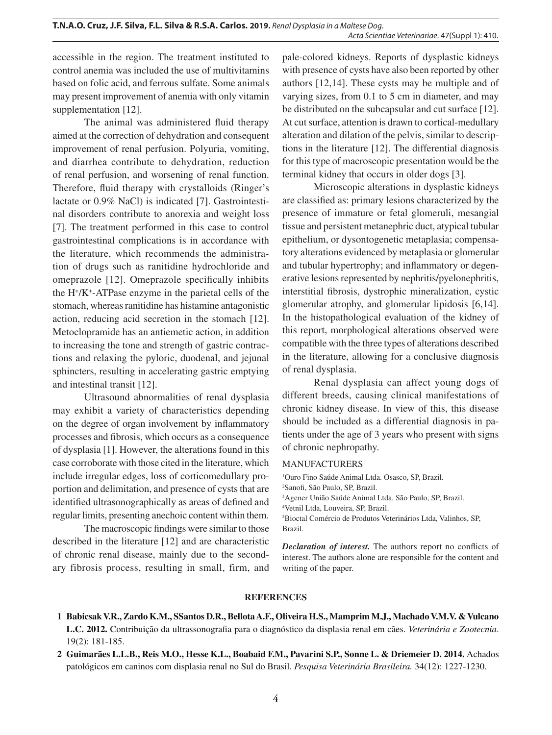accessible in the region. The treatment instituted to control anemia was included the use of multivitamins based on folic acid, and ferrous sulfate. Some animals may present improvement of anemia with only vitamin supplementation [12].

The animal was administered fluid therapy aimed at the correction of dehydration and consequent improvement of renal perfusion. Polyuria, vomiting, and diarrhea contribute to dehydration, reduction of renal perfusion, and worsening of renal function. Therefore, fluid therapy with crystalloids (Ringer's lactate or 0.9% NaCl) is indicated [7]. Gastrointestinal disorders contribute to anorexia and weight loss [7]. The treatment performed in this case to control gastrointestinal complications is in accordance with the literature, which recommends the administration of drugs such as ranitidine hydrochloride and omeprazole [12]. Omeprazole specifically inhibits the $H^+/K^+$-ATPase enzyme in the parietal cells of the stomach, whereas ranitidine has histamine antagonistic action, reducing acid secretion in the stomach [12]. Metoclopramide has an antiemetic action, in addition to increasing the tone and strength of gastric contractions and relaxing the pyloric, duodenal, and jejunal sphincters, resulting in accelerating gastric emptying and intestinal transit [12].

Ultrasound abnormalities of renal dysplasia may exhibit a variety of characteristics depending on the degree of organ involvement by inflammatory processes and fibrosis, which occurs as a consequence of dysplasia [1]. However, the alterations found in this case corroborate with those cited in the literature, which include irregular edges, loss of corticomedullary proportion and delimitation, and presence of cysts that are identified ultrasonographically as areas of defined and regular limits, presenting anechoic content within them.

The macroscopic findings were similar to those described in the literature [12] and are characteristic of chronic renal disease, mainly due to the secondary fibrosis process, resulting in small, firm, and pale-colored kidneys. Reports of dysplastic kidneys with presence of cysts have also been reported by other authors [12,14]. These cysts may be multiple and of varying sizes, from 0.1 to 5 cm in diameter, and may be distributed on the subcapsular and cut surface [12]. At cut surface, attention is drawn to cortical-medullary alteration and dilation of the pelvis, similar to descriptions in the literature [12]. The differential diagnosis for this type of macroscopic presentation would be the terminal kidney that occurs in older dogs [3].

Microscopic alterations in dysplastic kidneys are classified as: primary lesions characterized by the presence of immature or fetal glomeruli, mesangial tissue and persistent metanephric duct, atypical tubular epithelium, or dysontogenetic metaplasia; compensatory alterations evidenced by metaplasia or glomerular and tubular hypertrophy; and inflammatory or degenerative lesions represented by nephritis/pyelonephritis, interstitial fibrosis, dystrophic mineralization, cystic glomerular atrophy, and glomerular lipidosis [6,14]. In the histopathological evaluation of the kidney of this report, morphological alterations observed were compatible with the three types of alterations described in the literature, allowing for a conclusive diagnosis of renal dysplasia.

Renal dysplasia can affect young dogs of different breeds, causing clinical manifestations of chronic kidney disease. In view of this, this disease should be included as a differential diagnosis in patients under the age of 3 years who present with signs of chronic nephropathy.

MANUFACTURERS

[1]Ouro Fino Saúde Animal Ltda. Osasco, SP, Brazil.
[2]Sanofi, São Paulo, SP, Brazil.
[3]Agener União Saúde Animal Ltda. São Paulo, SP, Brazil.
[4]Vetnil Ltda, Louveira, SP, Brazil.
[5]Bioctal Comércio de Produtos Veterinários Ltda, Valinhos, SP, Brazil.

***Declaration of interest.*** The authors report no conflicts of interest. The authors alone are responsible for the content and writing of the paper.

## REFERENCES

1 **Babicsak V.R., Zardo K.M., SSantos D.R., Bellota A.F., Oliveira H.S., Mamprim M.J., Machado V.M.V. & Vulcano L.C. 2012.** Contribuição da ultrassonografia para o diagnóstico da displasia renal em cães. *Veterinária e Zootecnia*. 19(2): 181-185.

2 **Guimarães L.L.B., Reis M.O., Hesse K.L., Boabaid F.M., Pavarini S.P., Sonne L. & Driemeier D. 2014.** Achados patológicos em caninos com displasia renal no Sul do Brasil. *Pesquisa Veterinária Brasileira.* 34(12): 1227-1230.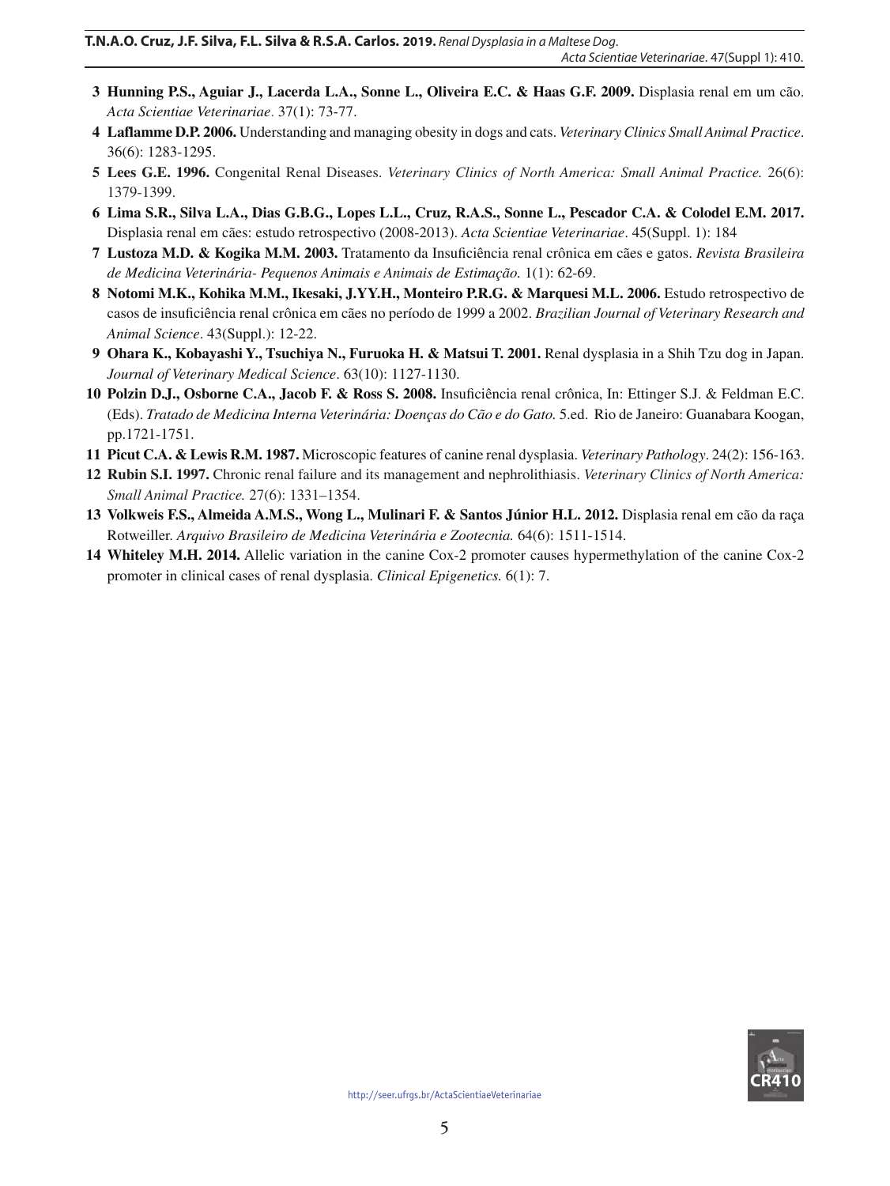**3 Hunning P.S., Aguiar J., Lacerda L.A., Sonne L., Oliveira E.C. & Haas G.F. 2009.** Displasia renal em um cão. *Acta Scientiae Veterinariae*. 37(1): 73-77.

**4 Laflamme D.P. 2006.** Understanding and managing obesity in dogs and cats. *Veterinary Clinics Small Animal Practice*. 36(6): 1283-1295.

**5 Lees G.E. 1996.** Congenital Renal Diseases. *Veterinary Clinics of North America: Small Animal Practice.* 26(6): 1379-1399.

**6 Lima S.R., Silva L.A., Dias G.B.G., Lopes L.L., Cruz, R.A.S., Sonne L., Pescador C.A. & Colodel E.M. 2017.** Displasia renal em cães: estudo retrospectivo (2008-2013). *Acta Scientiae Veterinariae*. 45(Suppl. 1): 184

**7 Lustoza M.D. & Kogika M.M. 2003.** Tratamento da Insuficiência renal crônica em cães e gatos. *Revista Brasileira de Medicina Veterinária- Pequenos Animais e Animais de Estimação.* 1(1): 62-69.

**8 Notomi M.K., Kohika M.M., Ikesaki, J.YY.H., Monteiro P.R.G. & Marquesi M.L. 2006.** Estudo retrospectivo de casos de insuficiência renal crônica em cães no período de 1999 a 2002. *Brazilian Journal of Veterinary Research and Animal Science*. 43(Suppl.): 12-22.

**9 Ohara K., Kobayashi Y., Tsuchiya N., Furuoka H. & Matsui T. 2001.** Renal dysplasia in a Shih Tzu dog in Japan. *Journal of Veterinary Medical Science*. 63(10): 1127-1130.

**10 Polzin D.J., Osborne C.A., Jacob F. & Ross S. 2008.** Insuficiência renal crônica, In: Ettinger S.J. & Feldman E.C. (Eds). *Tratado de Medicina Interna Veterinária: Doenças do Cão e do Gato.* 5.ed. Rio de Janeiro: Guanabara Koogan, pp.1721-1751.

**11 Picut C.A. & Lewis R.M. 1987.** Microscopic features of canine renal dysplasia. *Veterinary Pathology*. 24(2): 156-163.

**12 Rubin S.I. 1997.** Chronic renal failure and its management and nephrolithiasis. *Veterinary Clinics of North America: Small Animal Practice.* 27(6): 1331–1354.

**13 Volkweis F.S., Almeida A.M.S., Wong L., Mulinari F. & Santos Júnior H.L. 2012.** Displasia renal em cão da raça Rotweiller. *Arquivo Brasileiro de Medicina Veterinária e Zootecnia.* 64(6): 1511-1514.

**14 Whiteley M.H. 2014.** Allelic variation in the canine Cox-2 promoter causes hypermethylation of the canine Cox-2 promoter in clinical cases of renal dysplasia. *Clinical Epigenetics.* 6(1): 7.